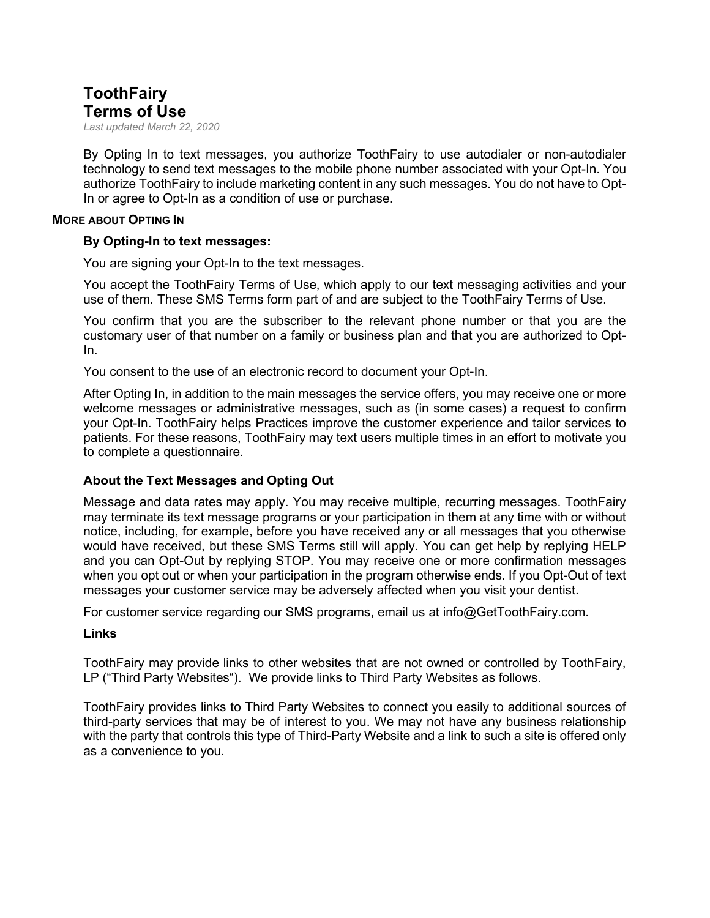# ToothFairy
# Terms of Use

*Last updated March 22, 2020*

By Opting In to text messages, you authorize ToothFairy to use autodialer or non-autodialer technology to send text messages to the mobile phone number associated with your Opt-In. You authorize ToothFairy to include marketing content in any such messages. You do not have to Opt-In or agree to Opt-In as a condition of use or purchase.

## MORE ABOUT OPTING IN

### By Opting-In to text messages:

You are signing your Opt-In to the text messages.

You accept the ToothFairy Terms of Use, which apply to our text messaging activities and your use of them. These SMS Terms form part of and are subject to the ToothFairy Terms of Use.

You confirm that you are the subscriber to the relevant phone number or that you are the customary user of that number on a family or business plan and that you are authorized to Opt-In.

You consent to the use of an electronic record to document your Opt-In.

After Opting In, in addition to the main messages the service offers, you may receive one or more welcome messages or administrative messages, such as (in some cases) a request to confirm your Opt-In. ToothFairy helps Practices improve the customer experience and tailor services to patients. For these reasons, ToothFairy may text users multiple times in an effort to motivate you to complete a questionnaire.

### About the Text Messages and Opting Out

Message and data rates may apply. You may receive multiple, recurring messages. ToothFairy may terminate its text message programs or your participation in them at any time with or without notice, including, for example, before you have received any or all messages that you otherwise would have received, but these SMS Terms still will apply. You can get help by replying HELP and you can Opt-Out by replying STOP. You may receive one or more confirmation messages when you opt out or when your participation in the program otherwise ends. If you Opt-Out of text messages your customer service may be adversely affected when you visit your dentist.

For customer service regarding our SMS programs, email us at info@GetToothFairy.com.

### Links

ToothFairy may provide links to other websites that are not owned or controlled by ToothFairy, LP ("Third Party Websites"). We provide links to Third Party Websites as follows.

ToothFairy provides links to Third Party Websites to connect you easily to additional sources of third-party services that may be of interest to you. We may not have any business relationship with the party that controls this type of Third-Party Website and a link to such a site is offered only as a convenience to you.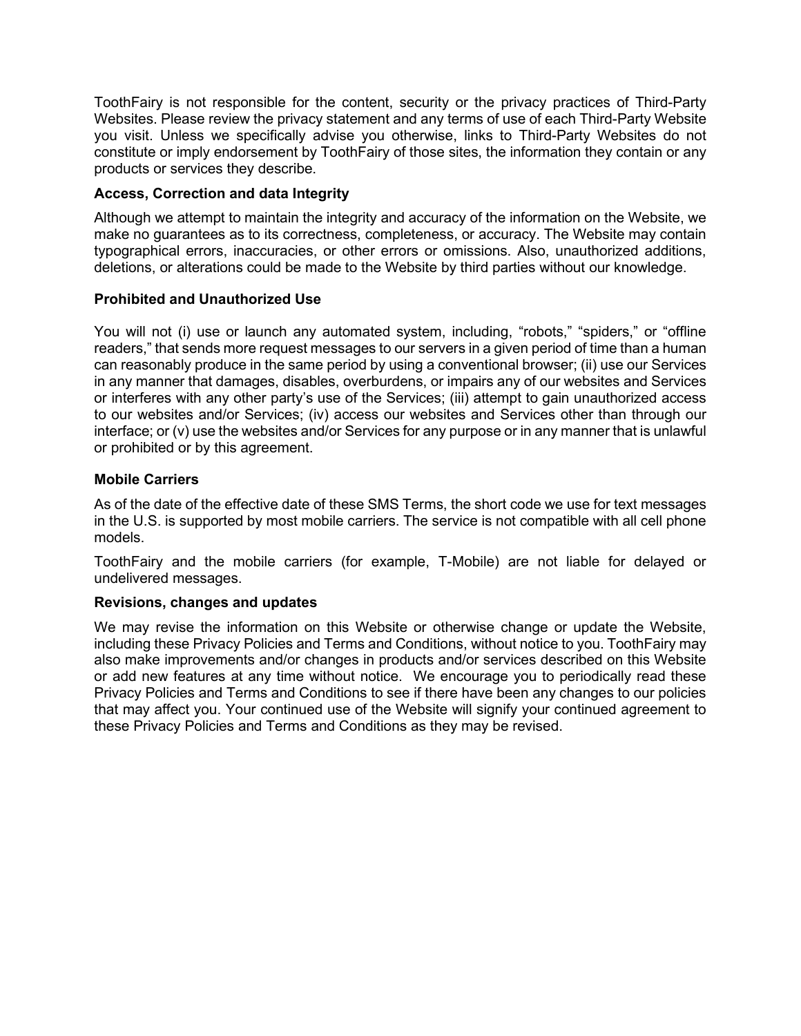ToothFairy is not responsible for the content, security or the privacy practices of Third-Party Websites. Please review the privacy statement and any terms of use of each Third-Party Website you visit. Unless we specifically advise you otherwise, links to Third-Party Websites do not constitute or imply endorsement by ToothFairy of those sites, the information they contain or any products or services they describe.

**Access, Correction and data Integrity**

Although we attempt to maintain the integrity and accuracy of the information on the Website, we make no guarantees as to its correctness, completeness, or accuracy. The Website may contain typographical errors, inaccuracies, or other errors or omissions. Also, unauthorized additions, deletions, or alterations could be made to the Website by third parties without our knowledge.

**Prohibited and Unauthorized Use**

You will not (i) use or launch any automated system, including, "robots," "spiders," or "offline readers," that sends more request messages to our servers in a given period of time than a human can reasonably produce in the same period by using a conventional browser; (ii) use our Services in any manner that damages, disables, overburdens, or impairs any of our websites and Services or interferes with any other party's use of the Services; (iii) attempt to gain unauthorized access to our websites and/or Services; (iv) access our websites and Services other than through our interface; or (v) use the websites and/or Services for any purpose or in any manner that is unlawful or prohibited or by this agreement.

**Mobile Carriers**

As of the date of the effective date of these SMS Terms, the short code we use for text messages in the U.S. is supported by most mobile carriers. The service is not compatible with all cell phone models.

ToothFairy and the mobile carriers (for example, T-Mobile) are not liable for delayed or undelivered messages.

**Revisions, changes and updates**

We may revise the information on this Website or otherwise change or update the Website, including these Privacy Policies and Terms and Conditions, without notice to you. ToothFairy may also make improvements and/or changes in products and/or services described on this Website or add new features at any time without notice. We encourage you to periodically read these Privacy Policies and Terms and Conditions to see if there have been any changes to our policies that may affect you. Your continued use of the Website will signify your continued agreement to these Privacy Policies and Terms and Conditions as they may be revised.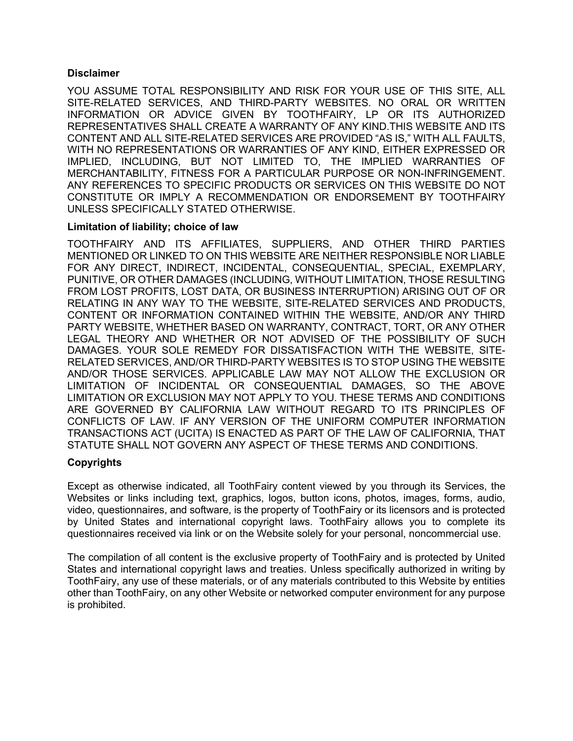**Disclaimer**

YOU ASSUME TOTAL RESPONSIBILITY AND RISK FOR YOUR USE OF THIS SITE, ALL SITE-RELATED SERVICES, AND THIRD-PARTY WEBSITES. NO ORAL OR WRITTEN INFORMATION OR ADVICE GIVEN BY TOOTHFAIRY, LP OR ITS AUTHORIZED REPRESENTATIVES SHALL CREATE A WARRANTY OF ANY KIND.THIS WEBSITE AND ITS CONTENT AND ALL SITE-RELATED SERVICES ARE PROVIDED "AS IS," WITH ALL FAULTS, WITH NO REPRESENTATIONS OR WARRANTIES OF ANY KIND, EITHER EXPRESSED OR IMPLIED, INCLUDING, BUT NOT LIMITED TO, THE IMPLIED WARRANTIES OF MERCHANTABILITY, FITNESS FOR A PARTICULAR PURPOSE OR NON-INFRINGEMENT. ANY REFERENCES TO SPECIFIC PRODUCTS OR SERVICES ON THIS WEBSITE DO NOT CONSTITUTE OR IMPLY A RECOMMENDATION OR ENDORSEMENT BY TOOTHFAIRY UNLESS SPECIFICALLY STATED OTHERWISE.

**Limitation of liability; choice of law**

TOOTHFAIRY AND ITS AFFILIATES, SUPPLIERS, AND OTHER THIRD PARTIES MENTIONED OR LINKED TO ON THIS WEBSITE ARE NEITHER RESPONSIBLE NOR LIABLE FOR ANY DIRECT, INDIRECT, INCIDENTAL, CONSEQUENTIAL, SPECIAL, EXEMPLARY, PUNITIVE, OR OTHER DAMAGES (INCLUDING, WITHOUT LIMITATION, THOSE RESULTING FROM LOST PROFITS, LOST DATA, OR BUSINESS INTERRUPTION) ARISING OUT OF OR RELATING IN ANY WAY TO THE WEBSITE, SITE-RELATED SERVICES AND PRODUCTS, CONTENT OR INFORMATION CONTAINED WITHIN THE WEBSITE, AND/OR ANY THIRD PARTY WEBSITE, WHETHER BASED ON WARRANTY, CONTRACT, TORT, OR ANY OTHER LEGAL THEORY AND WHETHER OR NOT ADVISED OF THE POSSIBILITY OF SUCH DAMAGES. YOUR SOLE REMEDY FOR DISSATISFACTION WITH THE WEBSITE, SITE-RELATED SERVICES, AND/OR THIRD-PARTY WEBSITES IS TO STOP USING THE WEBSITE AND/OR THOSE SERVICES. APPLICABLE LAW MAY NOT ALLOW THE EXCLUSION OR LIMITATION OF INCIDENTAL OR CONSEQUENTIAL DAMAGES, SO THE ABOVE LIMITATION OR EXCLUSION MAY NOT APPLY TO YOU. THESE TERMS AND CONDITIONS ARE GOVERNED BY CALIFORNIA LAW WITHOUT REGARD TO ITS PRINCIPLES OF CONFLICTS OF LAW. IF ANY VERSION OF THE UNIFORM COMPUTER INFORMATION TRANSACTIONS ACT (UCITA) IS ENACTED AS PART OF THE LAW OF CALIFORNIA, THAT STATUTE SHALL NOT GOVERN ANY ASPECT OF THESE TERMS AND CONDITIONS.

**Copyrights**

Except as otherwise indicated, all ToothFairy content viewed by you through its Services, the Websites or links including text, graphics, logos, button icons, photos, images, forms, audio, video, questionnaires, and software, is the property of ToothFairy or its licensors and is protected by United States and international copyright laws. ToothFairy allows you to complete its questionnaires received via link or on the Website solely for your personal, noncommercial use.

The compilation of all content is the exclusive property of ToothFairy and is protected by United States and international copyright laws and treaties. Unless specifically authorized in writing by ToothFairy, any use of these materials, or of any materials contributed to this Website by entities other than ToothFairy, on any other Website or networked computer environment for any purpose is prohibited.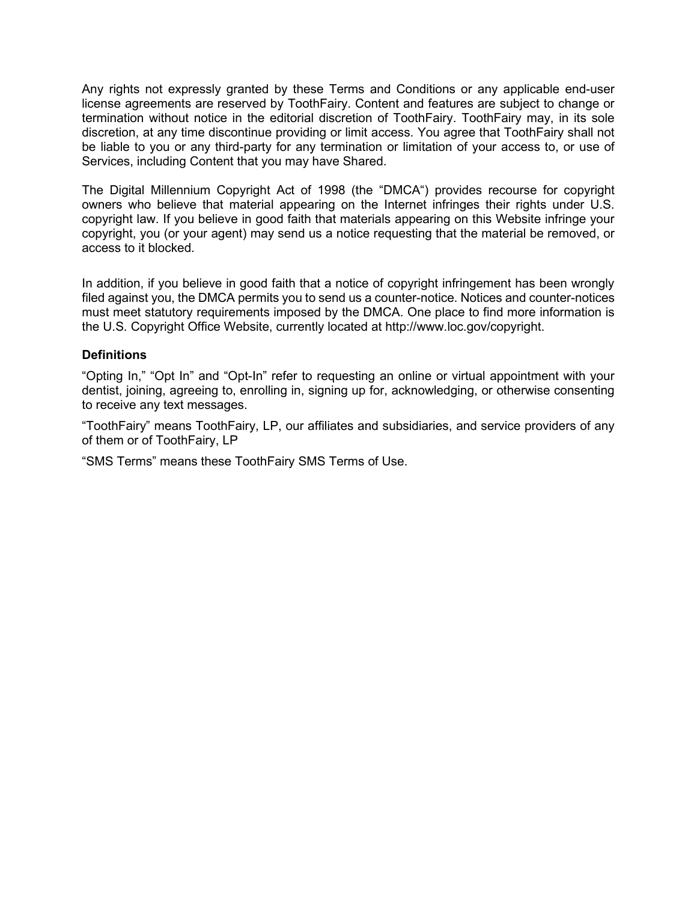Any rights not expressly granted by these Terms and Conditions or any applicable end-user license agreements are reserved by ToothFairy. Content and features are subject to change or termination without notice in the editorial discretion of ToothFairy. ToothFairy may, in its sole discretion, at any time discontinue providing or limit access. You agree that ToothFairy shall not be liable to you or any third-party for any termination or limitation of your access to, or use of Services, including Content that you may have Shared.

The Digital Millennium Copyright Act of 1998 (the "DMCA") provides recourse for copyright owners who believe that material appearing on the Internet infringes their rights under U.S. copyright law. If you believe in good faith that materials appearing on this Website infringe your copyright, you (or your agent) may send us a notice requesting that the material be removed, or access to it blocked.

In addition, if you believe in good faith that a notice of copyright infringement has been wrongly filed against you, the DMCA permits you to send us a counter-notice. Notices and counter-notices must meet statutory requirements imposed by the DMCA. One place to find more information is the U.S. Copyright Office Website, currently located at http://www.loc.gov/copyright.

**Definitions**

"Opting In," "Opt In" and "Opt-In" refer to requesting an online or virtual appointment with your dentist, joining, agreeing to, enrolling in, signing up for, acknowledging, or otherwise consenting to receive any text messages.

"ToothFairy" means ToothFairy, LP, our affiliates and subsidiaries, and service providers of any of them or of ToothFairy, LP

"SMS Terms" means these ToothFairy SMS Terms of Use.